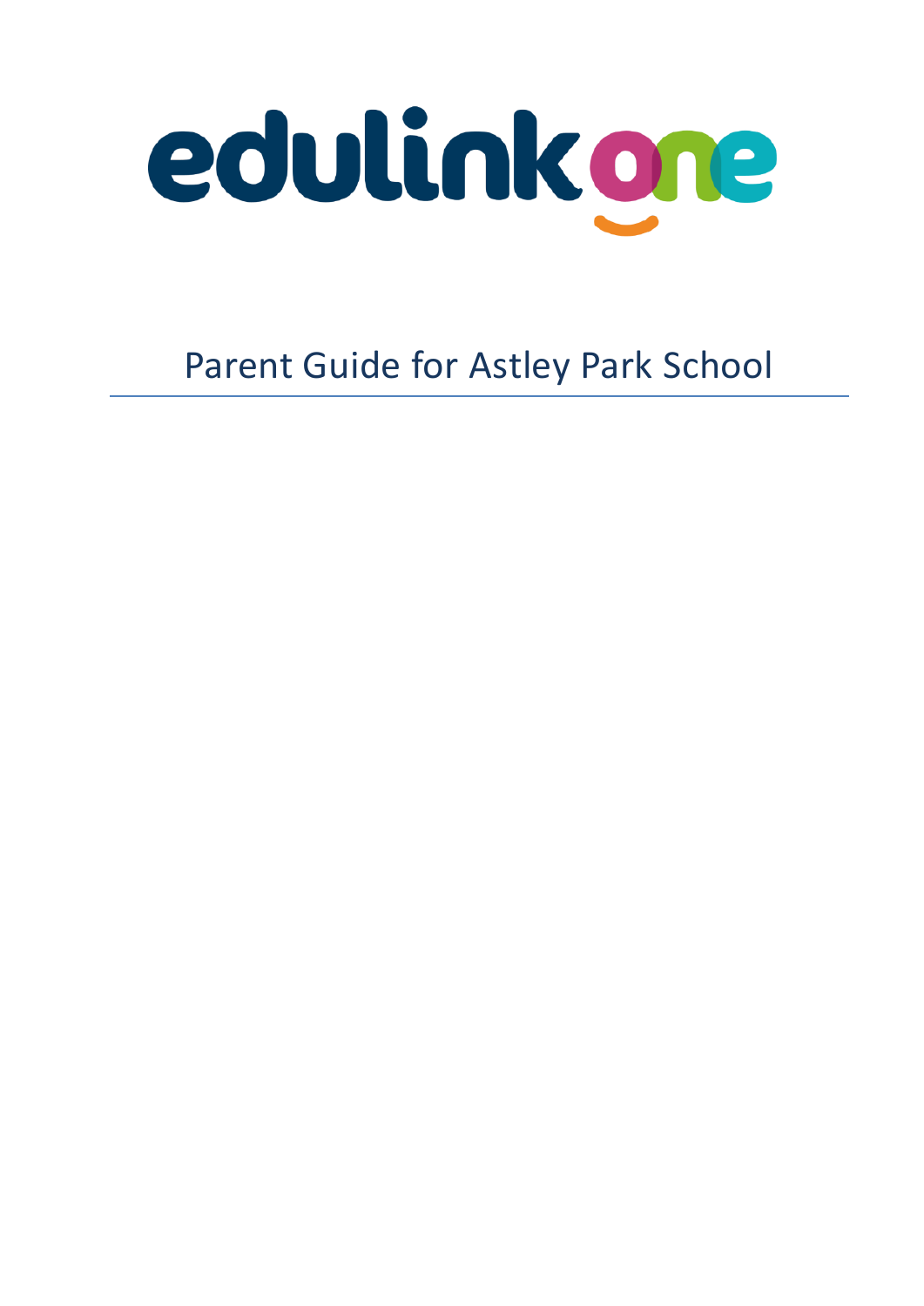edulink one

# Parent Guide for Astley Park School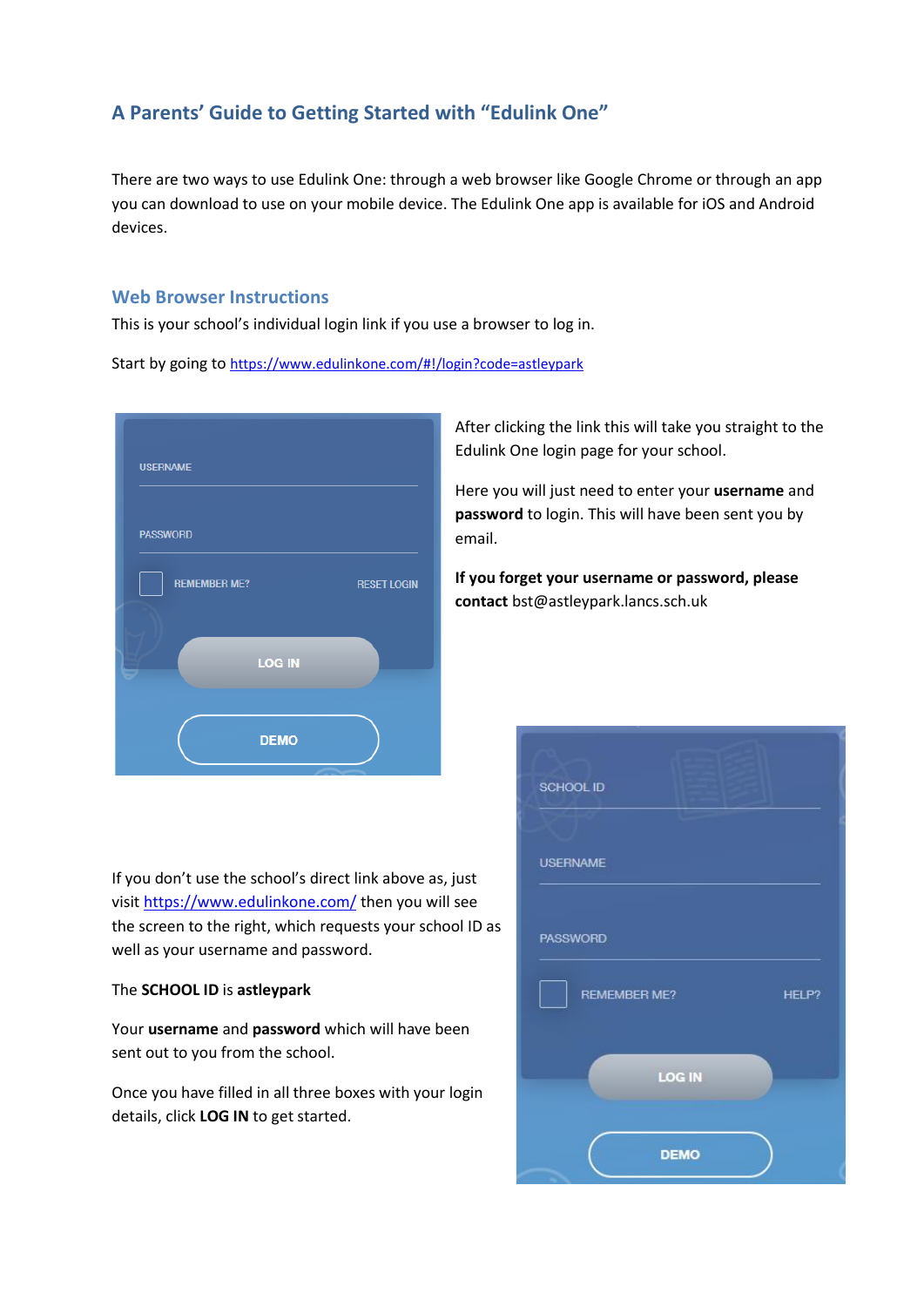## A Parents' Guide to Getting Started with "Edulink One"

There are two ways to use Edulink One: through a web browser like Google Chrome or through an app you can download to use on your mobile device. The Edulink One app is available for iOS and Android devices.

### Web Browser Instructions

This is your school's individual login link if you use a browser to log in.

Start by going to [https://www.edulinkone.com/#!/login?code=astleypark](https://www.edulinkone.com/#!/login?code=astleypark)

After clicking the link this will take you straight to the Edulink One login page for your school.

Here you will just need to enter your **username** and **password** to login. This will have been sent you by email.

**If you forget your username or password, please contact** bst@astleypark.lancs.sch.uk

If you don't use the school's direct link above as, just visit [https://www.edulinkone.com/](https://www.edulinkone.com/) then you will see the screen to the right, which requests your school ID as well as your username and password.

The **SCHOOL ID** is **astleypark**

Your **username** and **password** which will have been sent out to you from the school.

Once you have filled in all three boxes with your login details, click **LOG IN** to get started.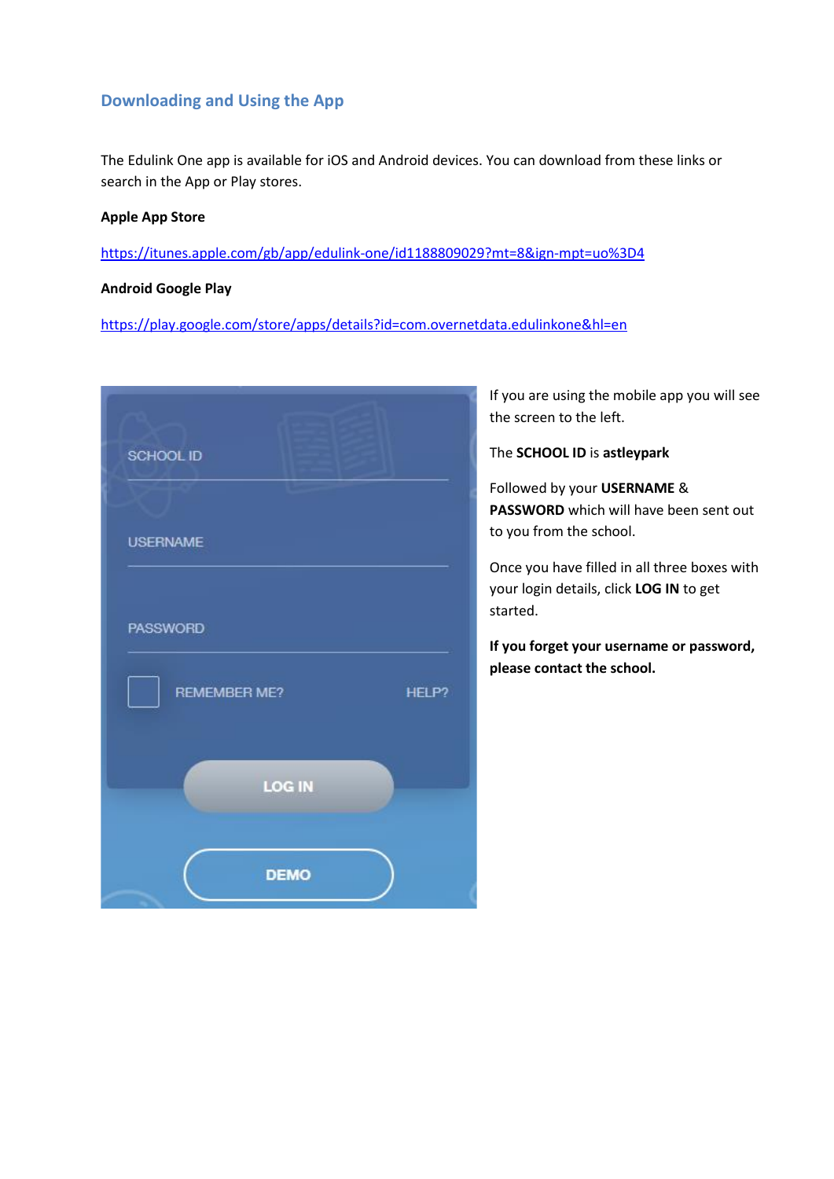## Downloading and Using the App

The Edulink One app is available for iOS and Android devices. You can download from these links or search in the App or Play stores.

**Apple App Store**

https://itunes.apple.com/gb/app/edulink-one/id1188809029?mt=8&ign-mpt=uo%3D4

**Android Google Play**

https://play.google.com/store/apps/details?id=com.overnetdata.edulinkone&hl=en

If you are using the mobile app you will see the screen to the left.

The **SCHOOL ID** is **astleypark**

Followed by your **USERNAME** & **PASSWORD** which will have been sent out to you from the school.

Once you have filled in all three boxes with your login details, click **LOG IN** to get started.

**If you forget your username or password, please contact the school.**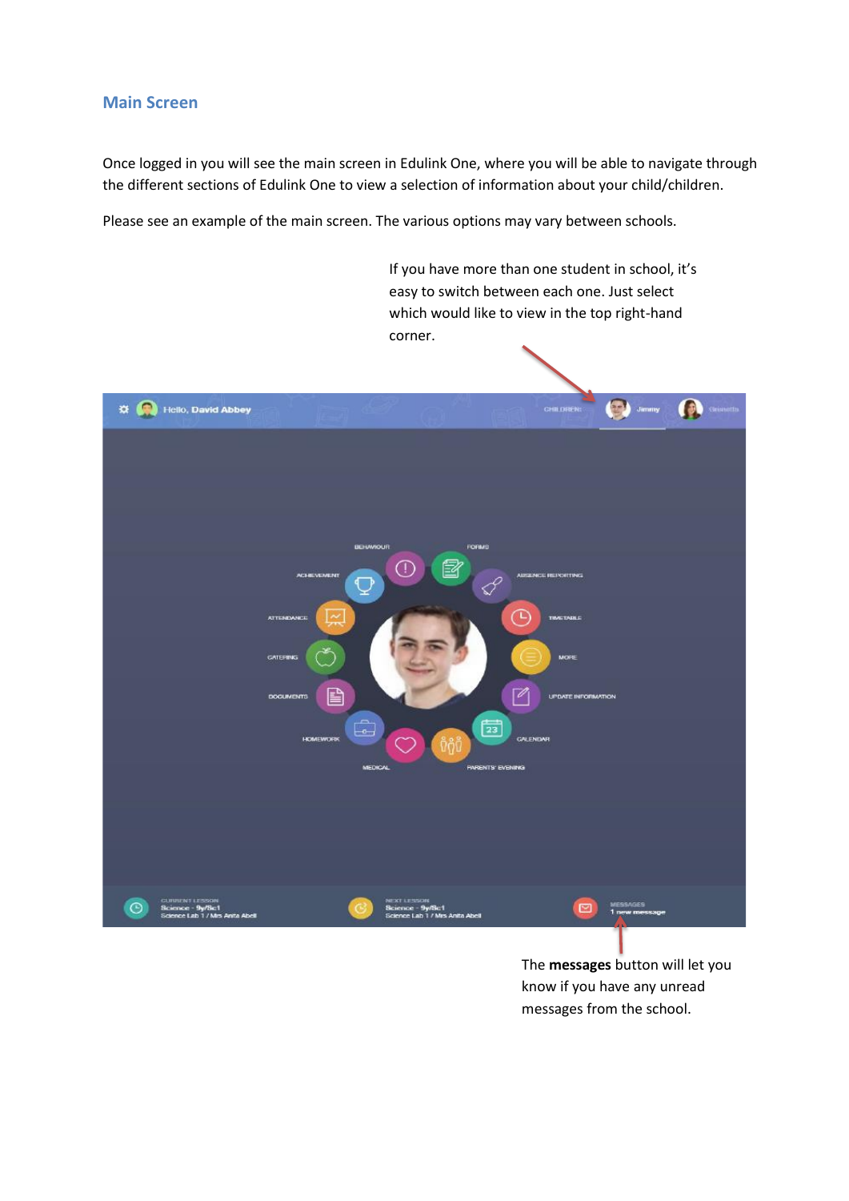## Main Screen

Once logged in you will see the main screen in Edulink One, where you will be able to navigate through the different sections of Edulink One to view a selection of information about your child/children.

Please see an example of the main screen. The various options may vary between schools.

If you have more than one student in school, it's easy to switch between each one. Just select which would like to view in the top right-hand corner.

The **messages** button will let you know if you have any unread messages from the school.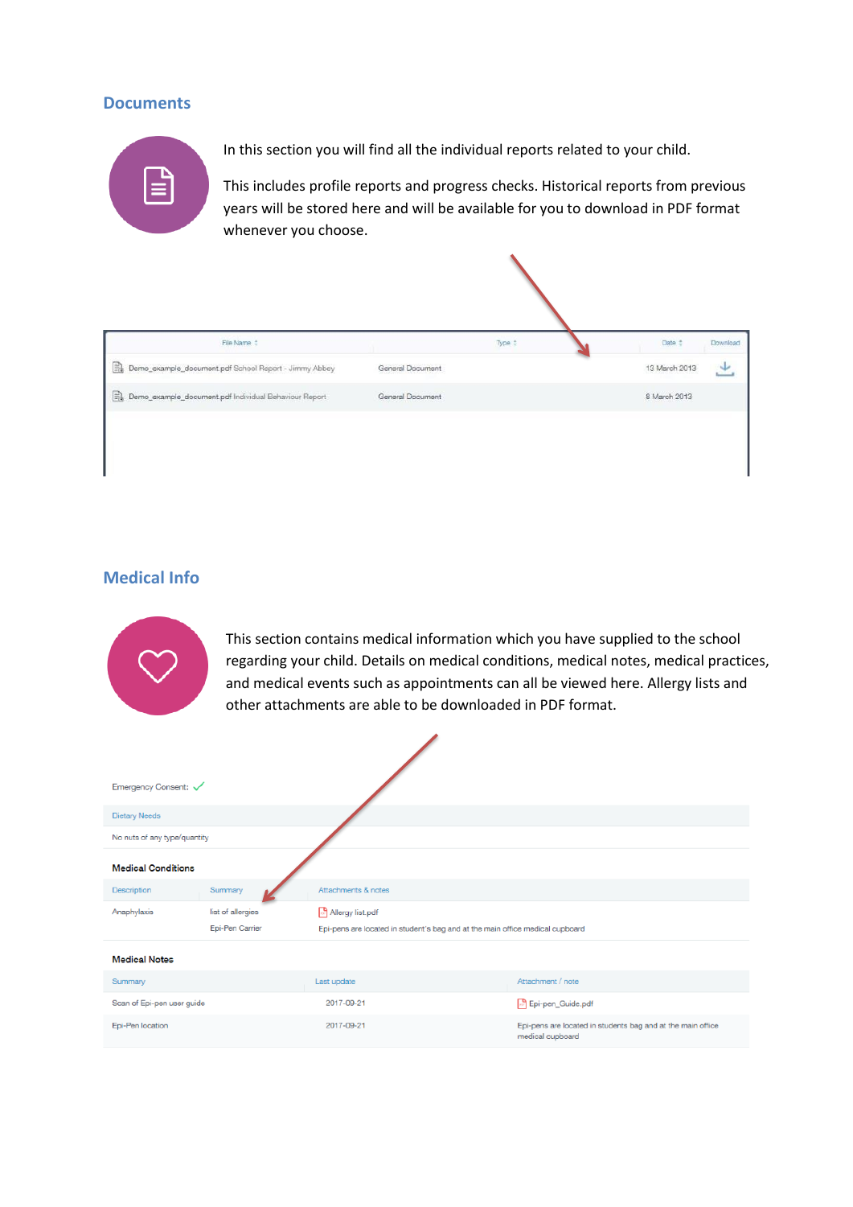## Documents

In this section you will find all the individual reports related to your child.

This includes profile reports and progress checks. Historical reports from previous years will be stored here and will be available for you to download in PDF format whenever you choose.

| File Name | Type | Date | Download |
|---|---|---|---|
| Demo_example_document.pdf School Report - Jimmy Abbey | General Document | 13 March 2013 | |
| Demo_example_document.pdf Individual Behaviour Report | General Document | 8 March 2013 | |

## Medical Info

This section contains medical information which you have supplied to the school regarding your child. Details on medical conditions, medical notes, medical practices, and medical events such as appointments can all be viewed here. Allergy lists and other attachments are able to be downloaded in PDF format.

Emergency Consent: ✓

Dietary Needs

No nuts of any type/quantity

**Medical Conditions**

| Description | Summary | Attachments & notes |
|---|---|---|
| Anaphylaxis | list of allergies | Allergy list.pdf |
| | Epi-Pen Carrier | Epi-pens are located in student's bag and at the main office medical cupboard |

**Medical Notes**

| Summary | Last update | Attachment / note |
|---|---|---|
| Scan of Epi-pen user guide | 2017-09-21 | Epi-pen_Guide.pdf |
| Epi-Pen location | 2017-09-21 | Epi-pens are located in students bag and at the main office medical cupboard |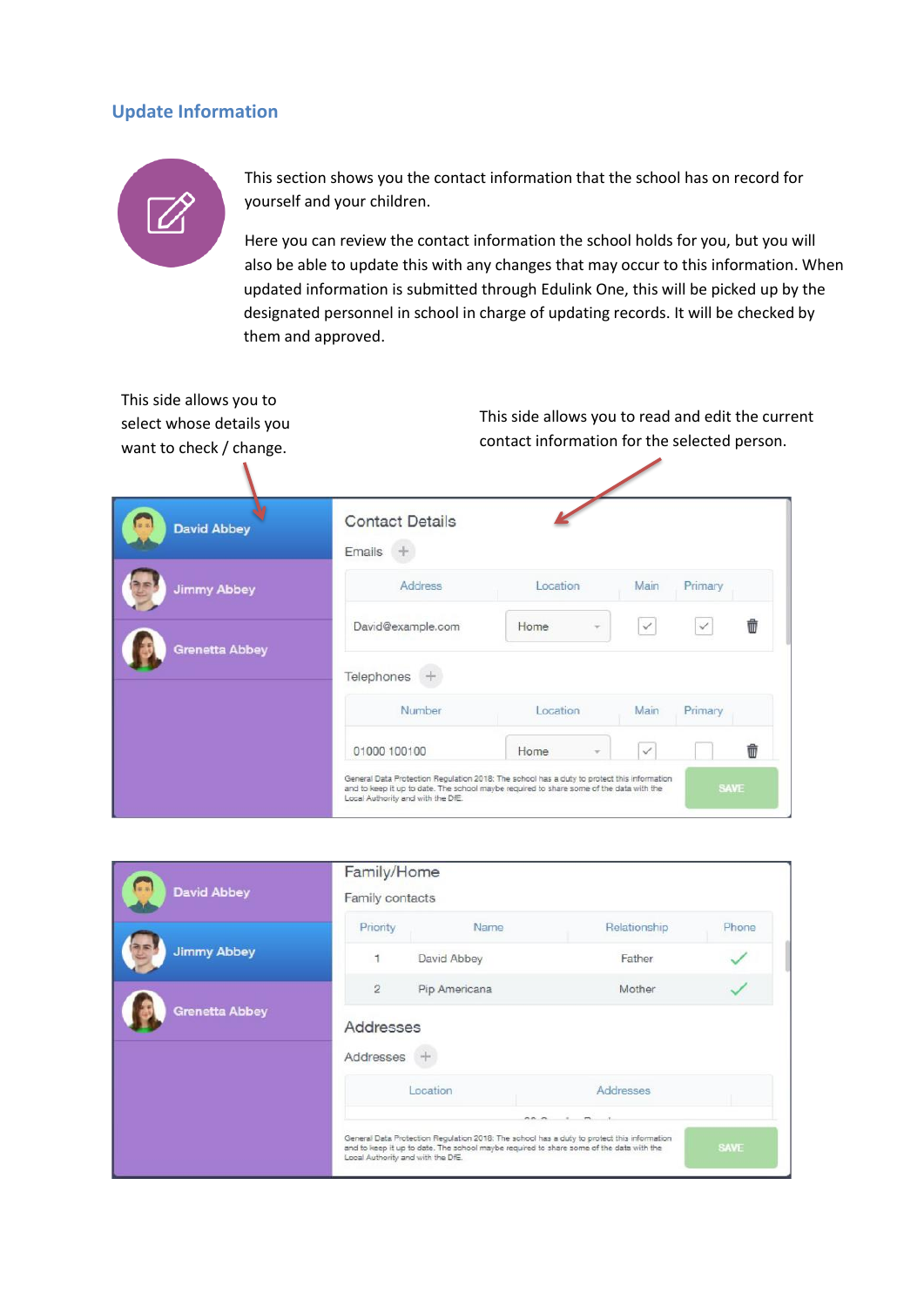## Update Information

This section shows you the contact information that the school has on record for yourself and your children.

Here you can review the contact information the school holds for you, but you will also be able to update this with any changes that may occur to this information. When updated information is submitted through Edulink One, this will be picked up by the designated personnel in school in charge of updating records. It will be checked by them and approved.

This side allows you to select whose details you want to check / change.

This side allows you to read and edit the current contact information for the selected person.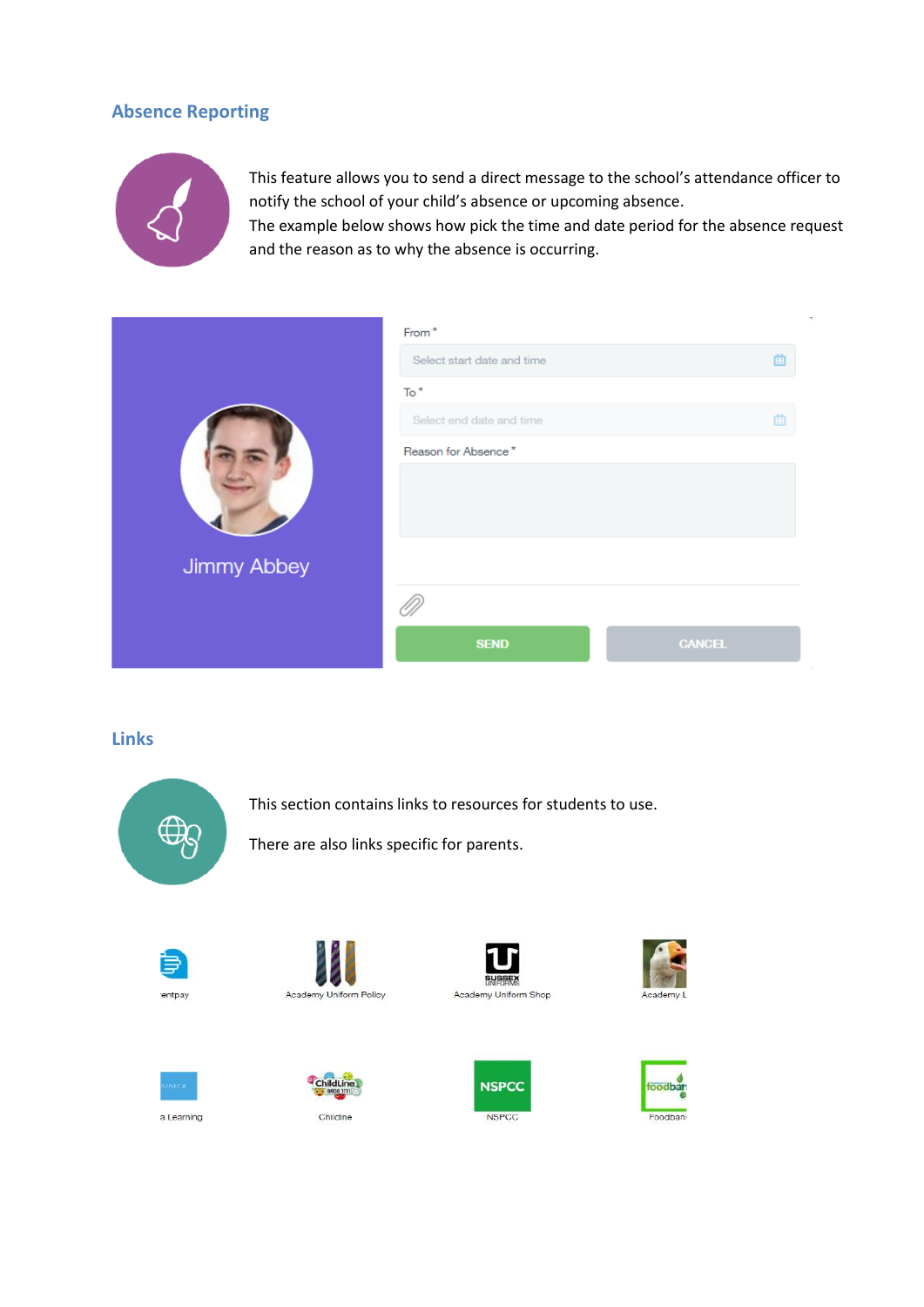## Absence Reporting

This feature allows you to send a direct message to the school's attendance officer to notify the school of your child's absence or upcoming absence.
The example below shows how pick the time and date period for the absence request and the reason as to why the absence is occurring.

Jimmy Abbey

From *

Select start date and time

To *

Select end date and time

Reason for Absence *

SEND

CANCEL

## Links

This section contains links to resources for students to use.

There are also links specific for parents.

entpay

Academy Uniform Policy

Academy Uniform Shop

Academy L

a Learning

Childline

NSPCC

Foodbank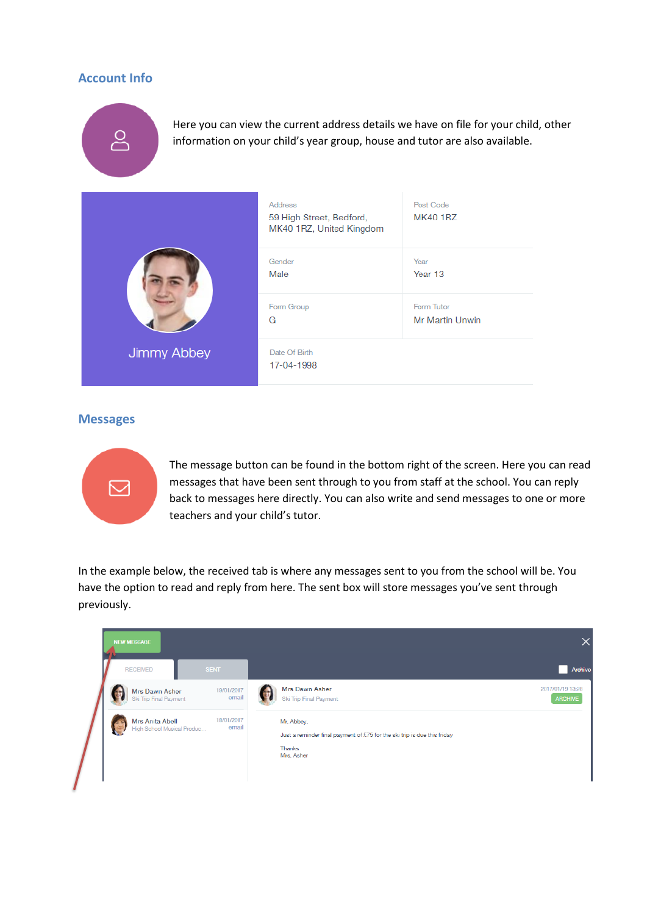## Account Info

Here you can view the current address details we have on file for your child, other information on your child's year group, house and tutor are also available.

| Jimmy Abbey | Address<br>59 High Street, Bedford, MK40 1RZ, United Kingdom | Post Code<br>MK40 1RZ |
|---|---|---|
| | Gender<br>Male | Year<br>Year 13 |
| | Form Group<br>G | Form Tutor<br>Mr Martin Unwin |
| | Date Of Birth<br>17-04-1998 | |

## Messages

The message button can be found in the bottom right of the screen. Here you can read messages that have been sent through to you from staff at the school. You can reply back to messages here directly. You can also write and send messages to one or more teachers and your child's tutor.

In the example below, the received tab is where any messages sent to you from the school will be. You have the option to read and reply from here. The sent box will store messages you've sent through previously.

NEW MESSAGE

RECEIVED | SENT

Archive

Mrs Dawn Asher — Ski Trip Final Payment — 19/01/2017 email

Mrs Anita Abell — High School Musical Produc... — 18/01/2017 email

Mrs Dawn Asher — Ski Trip Final Payment — 2017/01/19 13:28 — ARCHIVE

Mr. Abbey,

Just a reminder final payment of £75 for the ski trip is due this friday

Thanks
Mrs. Asher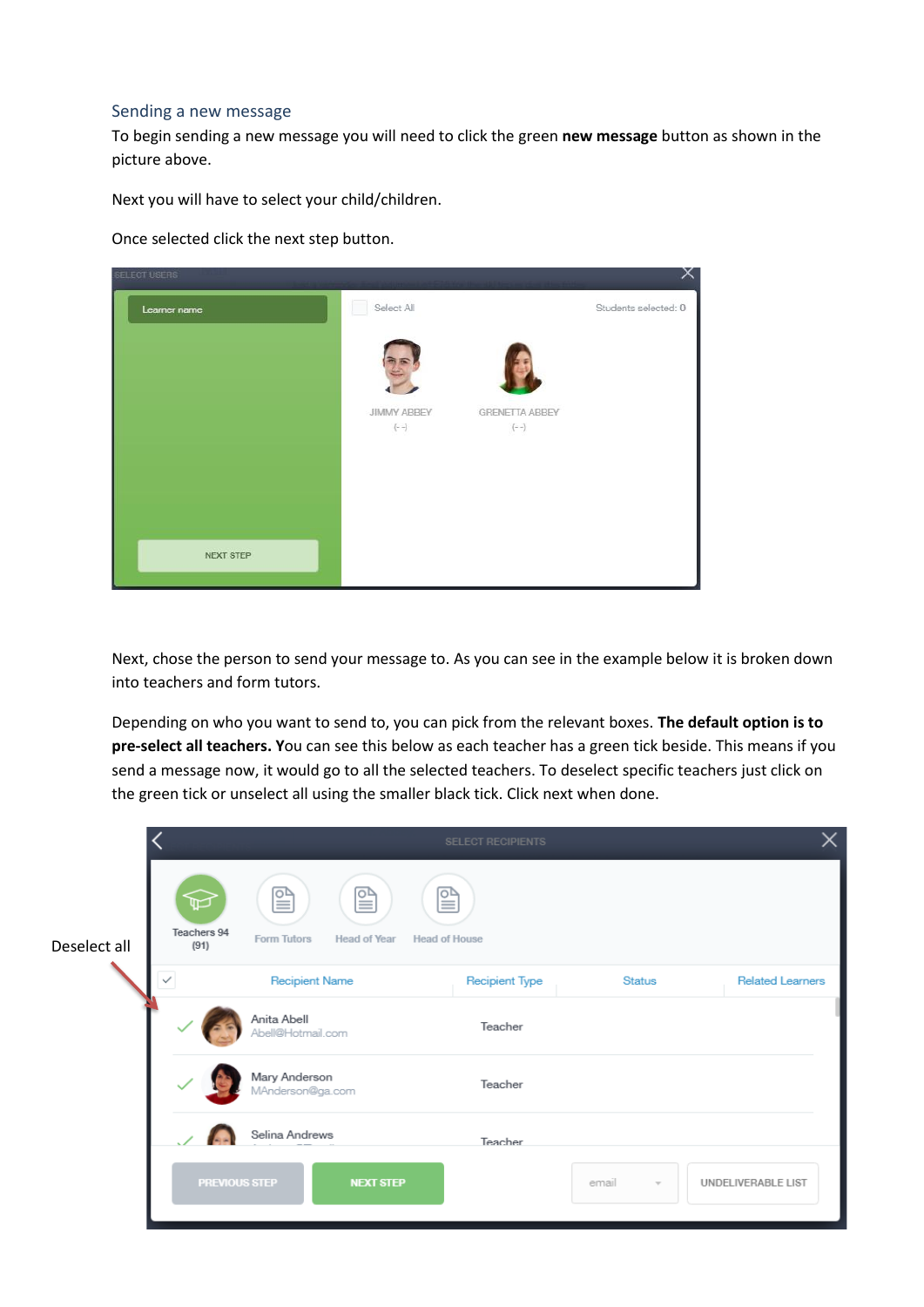## Sending a new message

To begin sending a new message you will need to click the green **new message** button as shown in the picture above.

Next you will have to select your child/children.

Once selected click the next step button.

Next, chose the person to send your message to. As you can see in the example below it is broken down into teachers and form tutors.

Depending on who you want to send to, you can pick from the relevant boxes. **The default option is to pre-select all teachers. Y**ou can see this below as each teacher has a green tick beside. This means if you send a message now, it would go to all the selected teachers. To deselect specific teachers just click on the green tick or unselect all using the smaller black tick. Click next when done.

Deselect all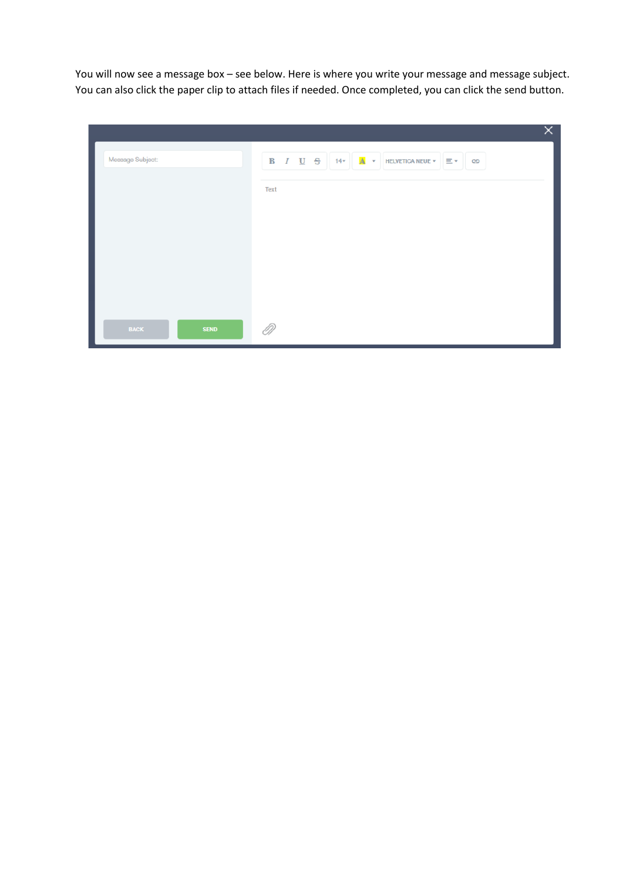You will now see a message box – see below. Here is where you write your message and message subject. You can also click the paper clip to attach files if needed. Once completed, you can click the send button.